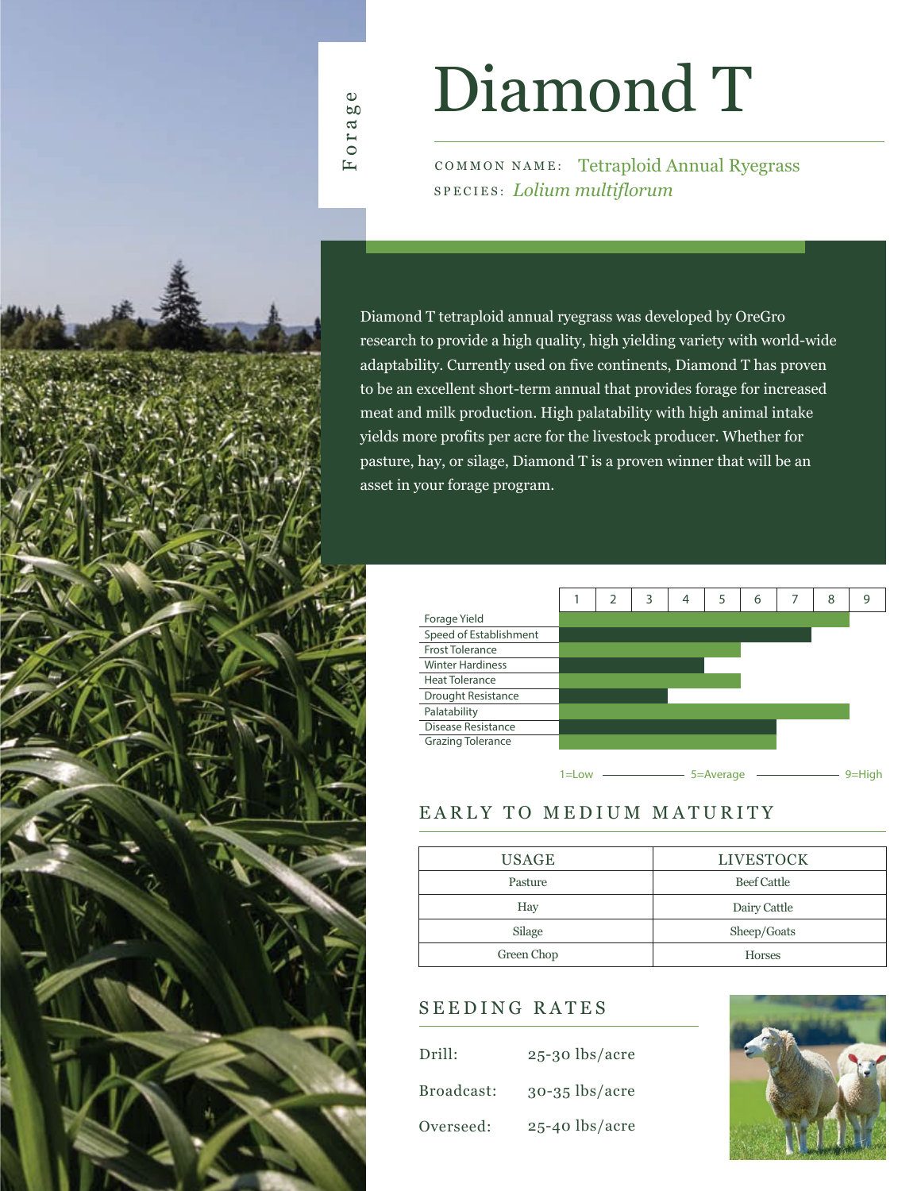Forage

# Diamond T

COMMON NAME: Tetraploid Annual Ryegrass
SPECIES: *Lolium multiflorum*

Diamond T tetraploid annual ryegrass was developed by OreGro research to provide a high quality, high yielding variety with world-wide adaptability. Currently used on five continents, Diamond T has proven to be an excellent short-term annual that provides forage for increased meat and milk production. High palatability with high animal intake yields more profits per acre for the livestock producer. Whether for pasture, hay, or silage, Diamond T is a proven winner that will be an asset in your forage program.

| Trait | Rating (1–9) |
|---|---|
| Forage Yield | 8 |
| Speed of Establishment | 7 |
| Frost Tolerance | 5 |
| Winter Hardiness | 4 |
| Heat Tolerance | 5 |
| Drought Resistance | 3 |
| Palatability | 8 |
| Disease Resistance | 6 |
| Grazing Tolerance | 6 |

1=Low —— 5=Average —— 9=High

## EARLY TO MEDIUM MATURITY

| USAGE | LIVESTOCK |
|---|---|
| Pasture | Beef Cattle |
| Hay | Dairy Cattle |
| Silage | Sheep/Goats |
| Green Chop | Horses |

## SEEDING RATES

| | |
|---|---|
| Drill: | 25-30 lbs/acre |
| Broadcast: | 30-35 lbs/acre |
| Overseed: | 25-40 lbs/acre |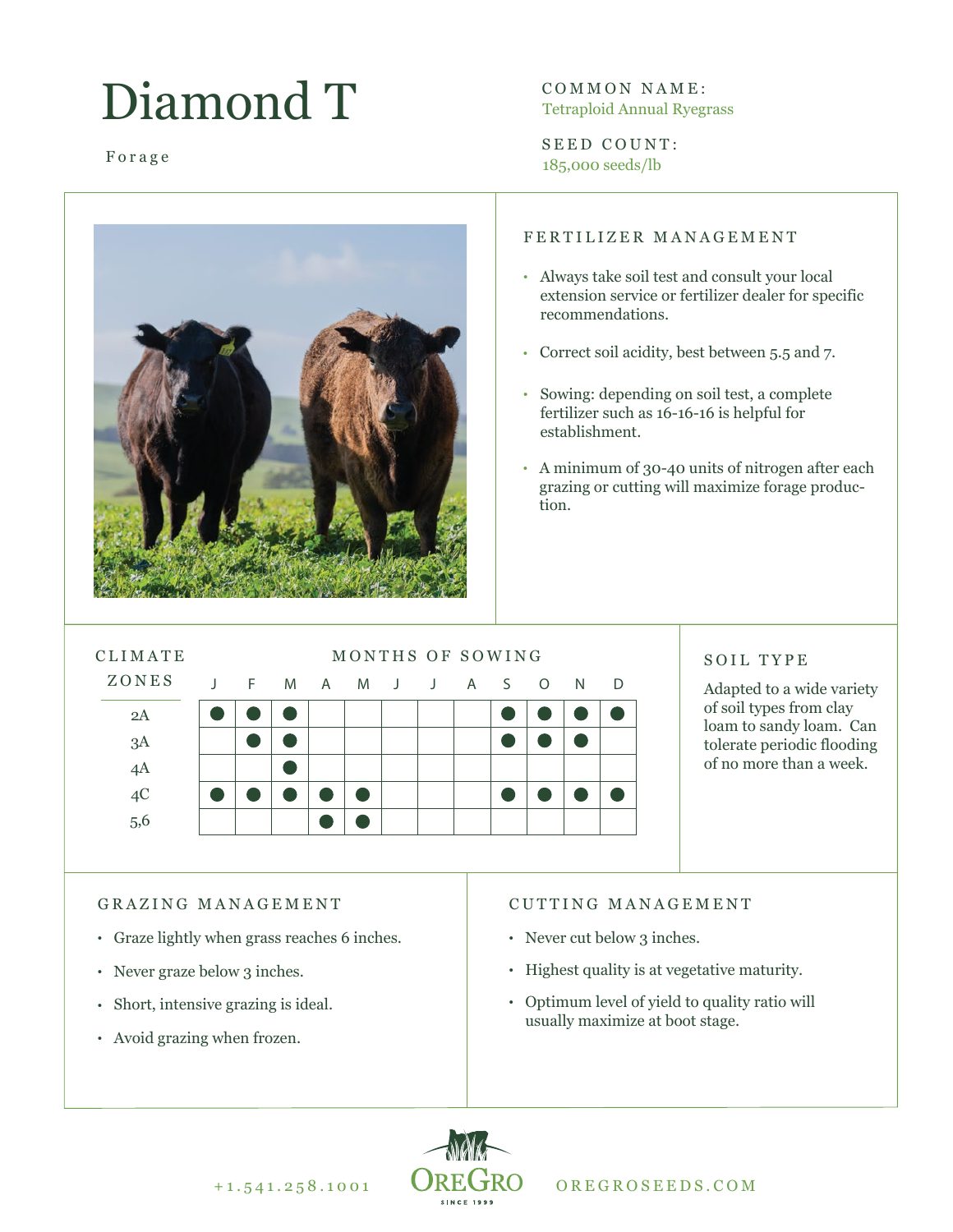# Diamond T

Forage

COMMON NAME:
Tetraploid Annual Ryegrass

SEED COUNT:
185,000 seeds/lb

## FERTILIZER MANAGEMENT

- Always take soil test and consult your local extension service or fertilizer dealer for specific recommendations.
- Correct soil acidity, best between 5.5 and 7.
- Sowing: depending on soil test, a complete fertilizer such as 16-16-16 is helpful for establishment.
- A minimum of 30-40 units of nitrogen after each grazing or cutting will maximize forage production.

## CLIMATE ZONES / MONTHS OF SOWING

| CLIMATE ZONES | J | F | M | A | M | J | J | A | S | O | N | D |
|---|---|---|---|---|---|---|---|---|---|---|---|---|
| 2A | ● | ● | ● | | | | | | ● | ● | ● | ● |
| 3A | | ● | ● | | | | | | ● | ● | ● | |
| 4A | | | ● | | | | | | | | | |
| 4C | ● | ● | ● | ● | ● | | | | ● | ● | ● | ● |
| 5,6 | | | | ● | ● | | | | | | | |

## SOIL TYPE

Adapted to a wide variety of soil types from clay loam to sandy loam. Can tolerate periodic flooding of no more than a week.

## GRAZING MANAGEMENT

- Graze lightly when grass reaches 6 inches.
- Never graze below 3 inches.
- Short, intensive grazing is ideal.
- Avoid grazing when frozen.

## CUTTING MANAGEMENT

- Never cut below 3 inches.
- Highest quality is at vegetative maturity.
- Optimum level of yield to quality ratio will usually maximize at boot stage.

+1.541.258.1001 OREGRO SINCE 1999 OREGROSEEDS.COM